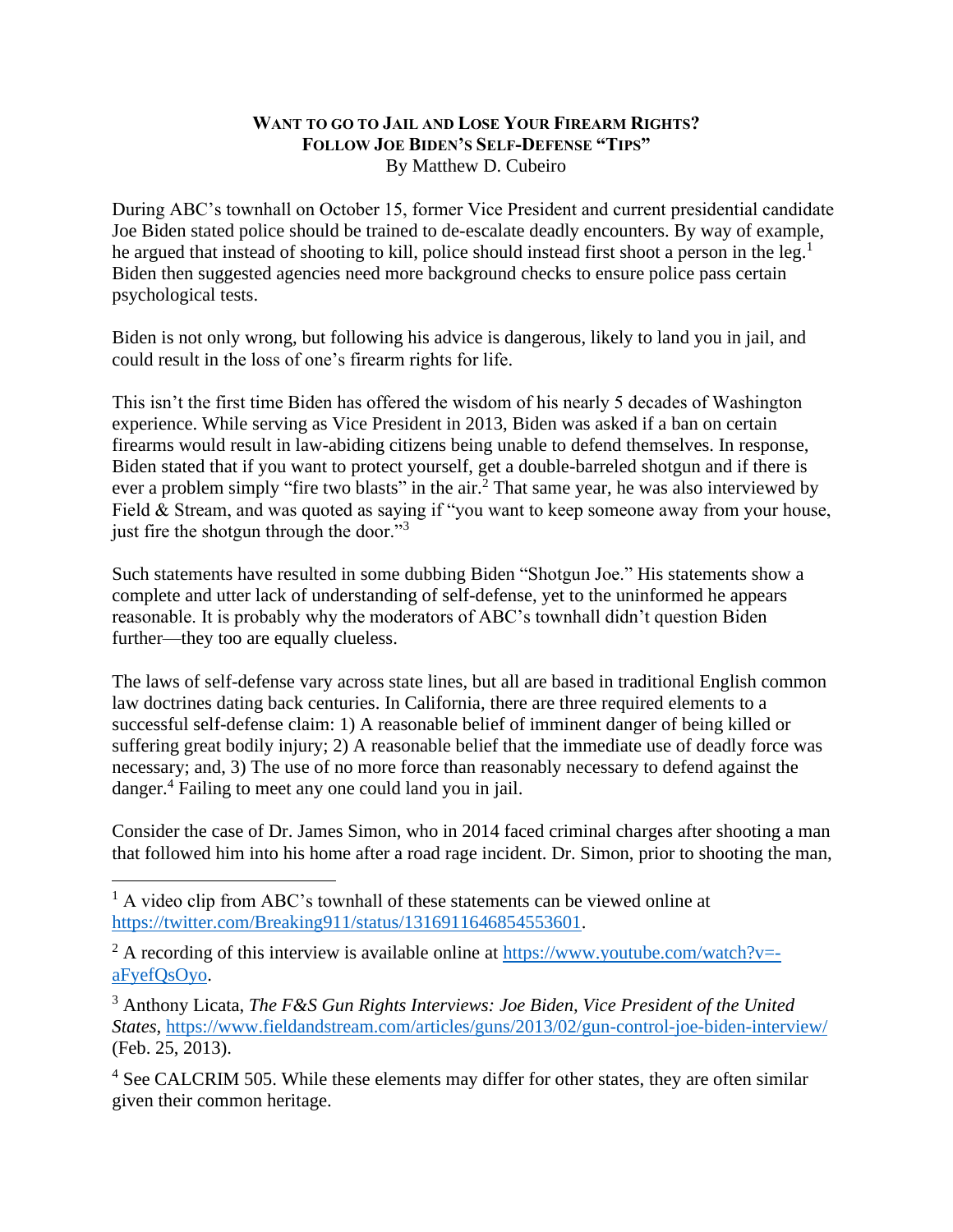**Want to go to Jail and Lose Your Firearm Rights?**
**Follow Joe Biden's Self-Defense "Tips"**
By Matthew D. Cubeiro

During ABC's townhall on October 15, former Vice President and current presidential candidate Joe Biden stated police should be trained to de-escalate deadly encounters. By way of example, he argued that instead of shooting to kill, police should instead first shoot a person in the leg.[1] Biden then suggested agencies need more background checks to ensure police pass certain psychological tests.

Biden is not only wrong, but following his advice is dangerous, likely to land you in jail, and could result in the loss of one's firearm rights for life.

This isn't the first time Biden has offered the wisdom of his nearly 5 decades of Washington experience. While serving as Vice President in 2013, Biden was asked if a ban on certain firearms would result in law-abiding citizens being unable to defend themselves. In response, Biden stated that if you want to protect yourself, get a double-barreled shotgun and if there is ever a problem simply "fire two blasts" in the air.[2] That same year, he was also interviewed by Field & Stream, and was quoted as saying if "you want to keep someone away from your house, just fire the shotgun through the door."[3]

Such statements have resulted in some dubbing Biden "Shotgun Joe." His statements show a complete and utter lack of understanding of self-defense, yet to the uninformed he appears reasonable. It is probably why the moderators of ABC's townhall didn't question Biden further—they too are equally clueless.

The laws of self-defense vary across state lines, but all are based in traditional English common law doctrines dating back centuries. In California, there are three required elements to a successful self-defense claim: 1) A reasonable belief of imminent danger of being killed or suffering great bodily injury; 2) A reasonable belief that the immediate use of deadly force was necessary; and, 3) The use of no more force than reasonably necessary to defend against the danger.[4] Failing to meet any one could land you in jail.

Consider the case of Dr. James Simon, who in 2014 faced criminal charges after shooting a man that followed him into his home after a road rage incident. Dr. Simon, prior to shooting the man,

---

[1] A video clip from ABC's townhall of these statements can be viewed online at https://twitter.com/Breaking911/status/1316911646854553601.

[2] A recording of this interview is available online at https://www.youtube.com/watch?v=-aFyefQsOyo.

[3] Anthony Licata, *The F&S Gun Rights Interviews: Joe Biden, Vice President of the United States*, https://www.fieldandstream.com/articles/guns/2013/02/gun-control-joe-biden-interview/ (Feb. 25, 2013).

[4] See CALCRIM 505. While these elements may differ for other states, they are often similar given their common heritage.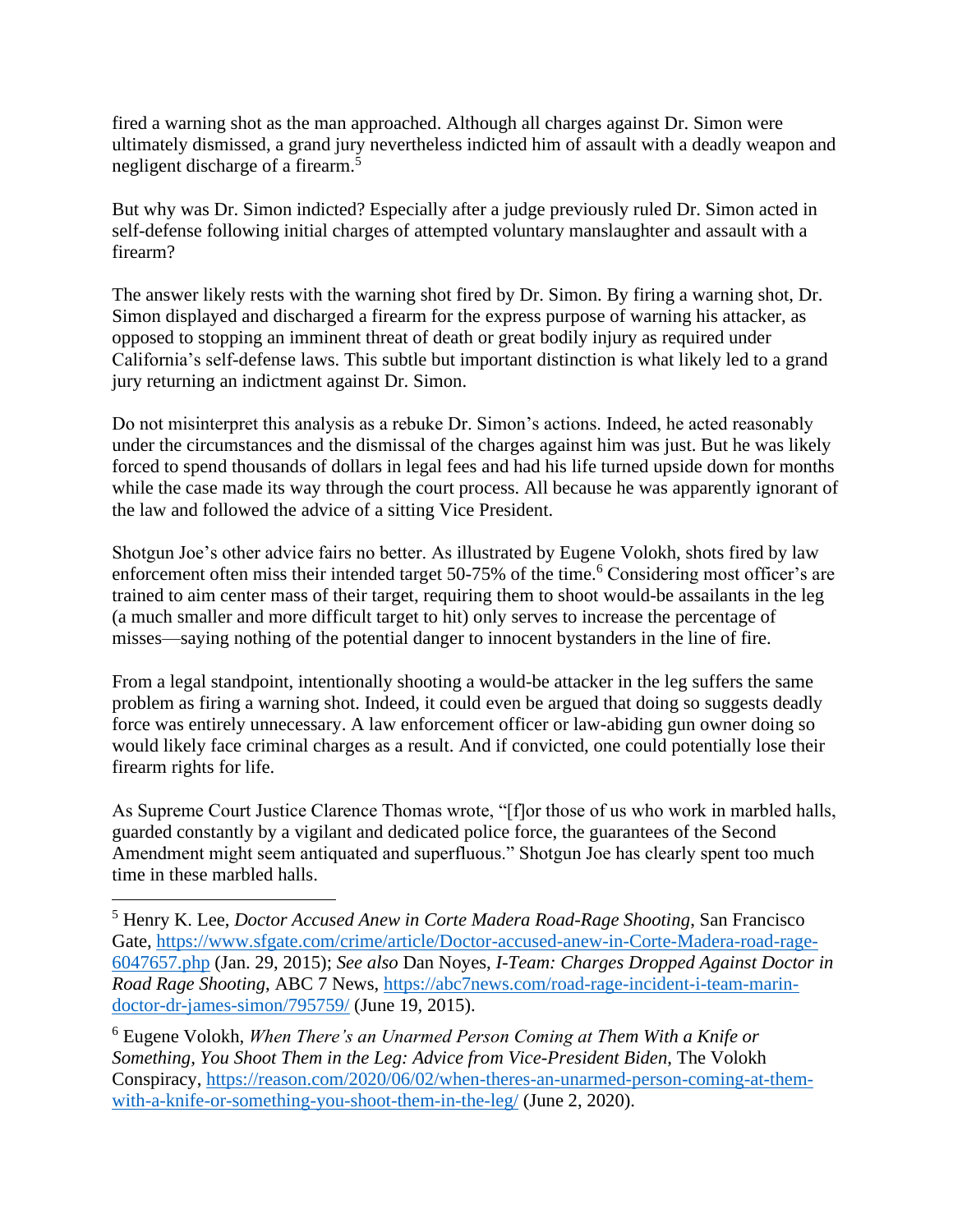fired a warning shot as the man approached. Although all charges against Dr. Simon were ultimately dismissed, a grand jury nevertheless indicted him of assault with a deadly weapon and negligent discharge of a firearm.[5]

But why was Dr. Simon indicted? Especially after a judge previously ruled Dr. Simon acted in self-defense following initial charges of attempted voluntary manslaughter and assault with a firearm?

The answer likely rests with the warning shot fired by Dr. Simon. By firing a warning shot, Dr. Simon displayed and discharged a firearm for the express purpose of warning his attacker, as opposed to stopping an imminent threat of death or great bodily injury as required under California's self-defense laws. This subtle but important distinction is what likely led to a grand jury returning an indictment against Dr. Simon.

Do not misinterpret this analysis as a rebuke Dr. Simon's actions. Indeed, he acted reasonably under the circumstances and the dismissal of the charges against him was just. But he was likely forced to spend thousands of dollars in legal fees and had his life turned upside down for months while the case made its way through the court process. All because he was apparently ignorant of the law and followed the advice of a sitting Vice President.

Shotgun Joe's other advice fairs no better. As illustrated by Eugene Volokh, shots fired by law enforcement often miss their intended target 50-75% of the time.[6] Considering most officer's are trained to aim center mass of their target, requiring them to shoot would-be assailants in the leg (a much smaller and more difficult target to hit) only serves to increase the percentage of misses—saying nothing of the potential danger to innocent bystanders in the line of fire.

From a legal standpoint, intentionally shooting a would-be attacker in the leg suffers the same problem as firing a warning shot. Indeed, it could even be argued that doing so suggests deadly force was entirely unnecessary. A law enforcement officer or law-abiding gun owner doing so would likely face criminal charges as a result. And if convicted, one could potentially lose their firearm rights for life.

As Supreme Court Justice Clarence Thomas wrote, "[f]or those of us who work in marbled halls, guarded constantly by a vigilant and dedicated police force, the guarantees of the Second Amendment might seem antiquated and superfluous." Shotgun Joe has clearly spent too much time in these marbled halls.

---

[5] Henry K. Lee, *Doctor Accused Anew in Corte Madera Road-Rage Shooting*, San Francisco Gate, https://www.sfgate.com/crime/article/Doctor-accused-anew-in-Corte-Madera-road-rage-6047657.php (Jan. 29, 2015); *See also* Dan Noyes, *I-Team: Charges Dropped Against Doctor in Road Rage Shooting*, ABC 7 News, https://abc7news.com/road-rage-incident-i-team-marin-doctor-dr-james-simon/795759/ (June 19, 2015).

[6] Eugene Volokh, *When There's an Unarmed Person Coming at Them With a Knife or Something, You Shoot Them in the Leg: Advice from Vice-President Biden*, The Volokh Conspiracy, https://reason.com/2020/06/02/when-theres-an-unarmed-person-coming-at-them-with-a-knife-or-something-you-shoot-them-in-the-leg/ (June 2, 2020).